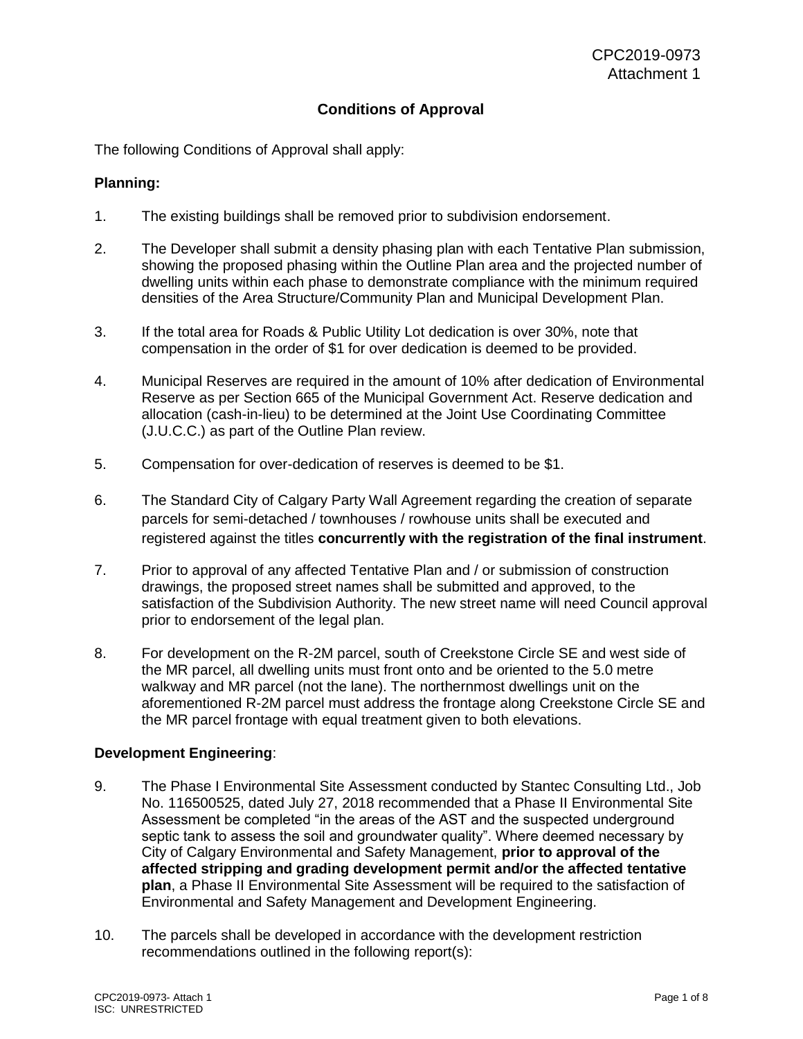CPC2019-0973
Attachment 1

# Conditions of Approval

The following Conditions of Approval shall apply:

**Planning:**

1. The existing buildings shall be removed prior to subdivision endorsement.

2. The Developer shall submit a density phasing plan with each Tentative Plan submission, showing the proposed phasing within the Outline Plan area and the projected number of dwelling units within each phase to demonstrate compliance with the minimum required densities of the Area Structure/Community Plan and Municipal Development Plan.

3. If the total area for Roads & Public Utility Lot dedication is over 30%, note that compensation in the order of $1 for over dedication is deemed to be provided.

4. Municipal Reserves are required in the amount of 10% after dedication of Environmental Reserve as per Section 665 of the Municipal Government Act. Reserve dedication and allocation (cash-in-lieu) to be determined at the Joint Use Coordinating Committee (J.U.C.C.) as part of the Outline Plan review.

5. Compensation for over-dedication of reserves is deemed to be $1.

6. The Standard City of Calgary Party Wall Agreement regarding the creation of separate parcels for semi-detached / townhouses / rowhouse units shall be executed and registered against the titles **concurrently with the registration of the final instrument**.

7. Prior to approval of any affected Tentative Plan and / or submission of construction drawings, the proposed street names shall be submitted and approved, to the satisfaction of the Subdivision Authority. The new street name will need Council approval prior to endorsement of the legal plan.

8. For development on the R-2M parcel, south of Creekstone Circle SE and west side of the MR parcel, all dwelling units must front onto and be oriented to the 5.0 metre walkway and MR parcel (not the lane). The northernmost dwellings unit on the aforementioned R-2M parcel must address the frontage along Creekstone Circle SE and the MR parcel frontage with equal treatment given to both elevations.

**Development Engineering**:

9. The Phase I Environmental Site Assessment conducted by Stantec Consulting Ltd., Job No. 116500525, dated July 27, 2018 recommended that a Phase II Environmental Site Assessment be completed "in the areas of the AST and the suspected underground septic tank to assess the soil and groundwater quality". Where deemed necessary by City of Calgary Environmental and Safety Management, **prior to approval of the affected stripping and grading development permit and/or the affected tentative plan**, a Phase II Environmental Site Assessment will be required to the satisfaction of Environmental and Safety Management and Development Engineering.

10. The parcels shall be developed in accordance with the development restriction recommendations outlined in the following report(s):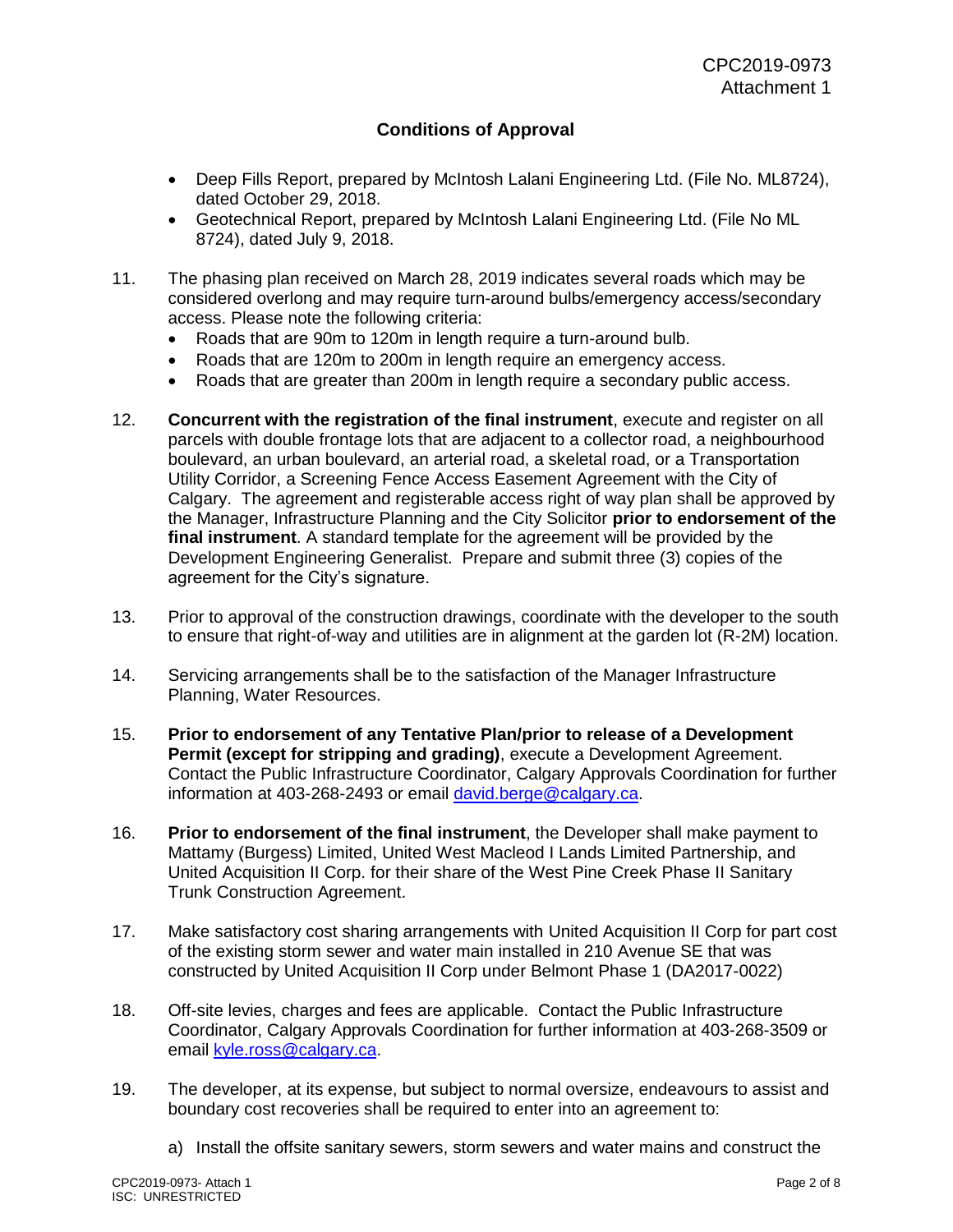## Conditions of Approval

- Deep Fills Report, prepared by McIntosh Lalani Engineering Ltd. (File No. ML8724), dated October 29, 2018.
- Geotechnical Report, prepared by McIntosh Lalani Engineering Ltd. (File No ML 8724), dated July 9, 2018.

11. The phasing plan received on March 28, 2019 indicates several roads which may be considered overlong and may require turn-around bulbs/emergency access/secondary access. Please note the following criteria:
    - Roads that are 90m to 120m in length require a turn-around bulb.
    - Roads that are 120m to 200m in length require an emergency access.
    - Roads that are greater than 200m in length require a secondary public access.

12. **Concurrent with the registration of the final instrument**, execute and register on all parcels with double frontage lots that are adjacent to a collector road, a neighbourhood boulevard, an urban boulevard, an arterial road, a skeletal road, or a Transportation Utility Corridor, a Screening Fence Access Easement Agreement with the City of Calgary. The agreement and registerable access right of way plan shall be approved by the Manager, Infrastructure Planning and the City Solicitor **prior to endorsement of the final instrument**. A standard template for the agreement will be provided by the Development Engineering Generalist. Prepare and submit three (3) copies of the agreement for the City's signature.

13. Prior to approval of the construction drawings, coordinate with the developer to the south to ensure that right-of-way and utilities are in alignment at the garden lot (R-2M) location.

14. Servicing arrangements shall be to the satisfaction of the Manager Infrastructure Planning, Water Resources.

15. **Prior to endorsement of any Tentative Plan/prior to release of a Development Permit (except for stripping and grading)**, execute a Development Agreement. Contact the Public Infrastructure Coordinator, Calgary Approvals Coordination for further information at 403-268-2493 or email david.berge@calgary.ca.

16. **Prior to endorsement of the final instrument**, the Developer shall make payment to Mattamy (Burgess) Limited, United West Macleod I Lands Limited Partnership, and United Acquisition II Corp. for their share of the West Pine Creek Phase II Sanitary Trunk Construction Agreement.

17. Make satisfactory cost sharing arrangements with United Acquisition II Corp for part cost of the existing storm sewer and water main installed in 210 Avenue SE that was constructed by United Acquisition II Corp under Belmont Phase 1 (DA2017-0022)

18. Off-site levies, charges and fees are applicable. Contact the Public Infrastructure Coordinator, Calgary Approvals Coordination for further information at 403-268-3509 or email kyle.ross@calgary.ca.

19. The developer, at its expense, but subject to normal oversize, endeavours to assist and boundary cost recoveries shall be required to enter into an agreement to:

    a) Install the offsite sanitary sewers, storm sewers and water mains and construct the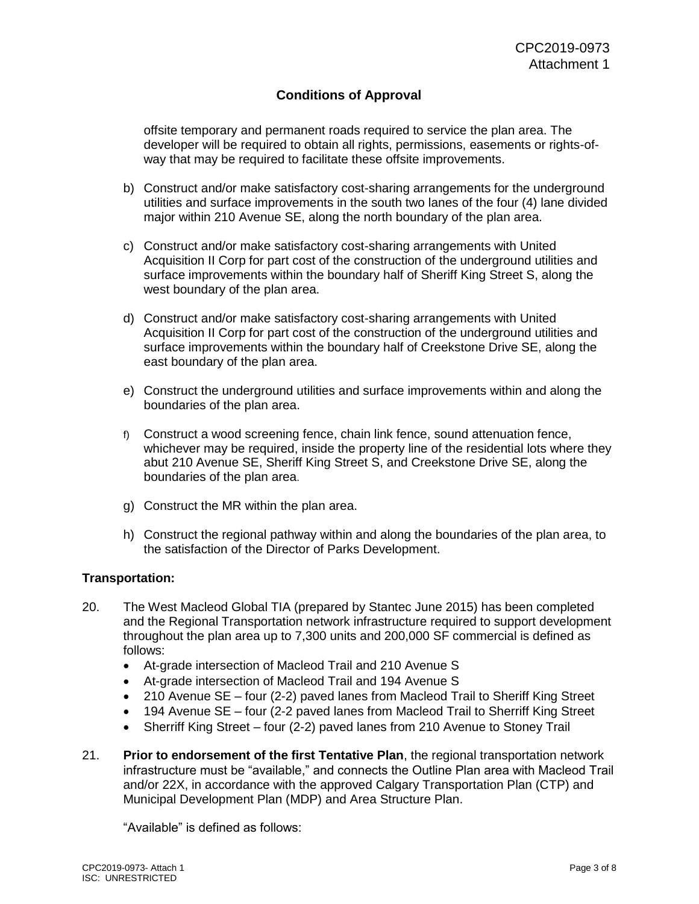## Conditions of Approval

offsite temporary and permanent roads required to service the plan area. The developer will be required to obtain all rights, permissions, easements or rights-of-way that may be required to facilitate these offsite improvements.

b) Construct and/or make satisfactory cost-sharing arrangements for the underground utilities and surface improvements in the south two lanes of the four (4) lane divided major within 210 Avenue SE, along the north boundary of the plan area.

c) Construct and/or make satisfactory cost-sharing arrangements with United Acquisition II Corp for part cost of the construction of the underground utilities and surface improvements within the boundary half of Sheriff King Street S, along the west boundary of the plan area.

d) Construct and/or make satisfactory cost-sharing arrangements with United Acquisition II Corp for part cost of the construction of the underground utilities and surface improvements within the boundary half of Creekstone Drive SE, along the east boundary of the plan area.

e) Construct the underground utilities and surface improvements within and along the boundaries of the plan area.

f) Construct a wood screening fence, chain link fence, sound attenuation fence, whichever may be required, inside the property line of the residential lots where they abut 210 Avenue SE, Sheriff King Street S, and Creekstone Drive SE, along the boundaries of the plan area.

g) Construct the MR within the plan area.

h) Construct the regional pathway within and along the boundaries of the plan area, to the satisfaction of the Director of Parks Development.

**Transportation:**

20. The West Macleod Global TIA (prepared by Stantec June 2015) has been completed and the Regional Transportation network infrastructure required to support development throughout the plan area up to 7,300 units and 200,000 SF commercial is defined as follows:
    - At-grade intersection of Macleod Trail and 210 Avenue S
    - At-grade intersection of Macleod Trail and 194 Avenue S
    - 210 Avenue SE – four (2-2) paved lanes from Macleod Trail to Sheriff King Street
    - 194 Avenue SE – four (2-2 paved lanes from Macleod Trail to Sherriff King Street
    - Sherriff King Street – four (2-2) paved lanes from 210 Avenue to Stoney Trail

21. **Prior to endorsement of the first Tentative Plan**, the regional transportation network infrastructure must be "available," and connects the Outline Plan area with Macleod Trail and/or 22X, in accordance with the approved Calgary Transportation Plan (CTP) and Municipal Development Plan (MDP) and Area Structure Plan.

    "Available" is defined as follows: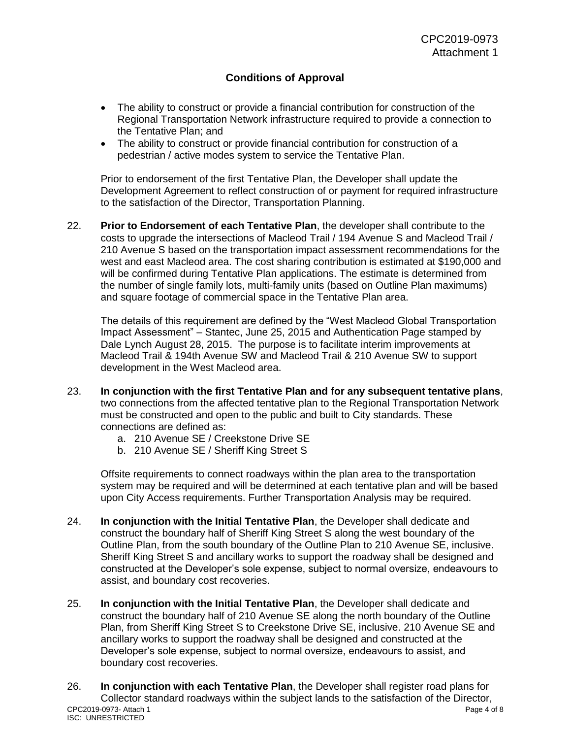## Conditions of Approval

- The ability to construct or provide a financial contribution for construction of the Regional Transportation Network infrastructure required to provide a connection to the Tentative Plan; and
- The ability to construct or provide financial contribution for construction of a pedestrian / active modes system to service the Tentative Plan.

Prior to endorsement of the first Tentative Plan, the Developer shall update the Development Agreement to reflect construction of or payment for required infrastructure to the satisfaction of the Director, Transportation Planning.

22. **Prior to Endorsement of each Tentative Plan**, the developer shall contribute to the costs to upgrade the intersections of Macleod Trail / 194 Avenue S and Macleod Trail / 210 Avenue S based on the transportation impact assessment recommendations for the west and east Macleod area. The cost sharing contribution is estimated at $190,000 and will be confirmed during Tentative Plan applications. The estimate is determined from the number of single family lots, multi-family units (based on Outline Plan maximums) and square footage of commercial space in the Tentative Plan area.

    The details of this requirement are defined by the "West Macleod Global Transportation Impact Assessment" – Stantec, June 25, 2015 and Authentication Page stamped by Dale Lynch August 28, 2015. The purpose is to facilitate interim improvements at Macleod Trail & 194th Avenue SW and Macleod Trail & 210 Avenue SW to support development in the West Macleod area.

23. **In conjunction with the first Tentative Plan and for any subsequent tentative plans**, two connections from the affected tentative plan to the Regional Transportation Network must be constructed and open to the public and built to City standards. These connections are defined as:
    a. 210 Avenue SE / Creekstone Drive SE
    b. 210 Avenue SE / Sheriff King Street S

    Offsite requirements to connect roadways within the plan area to the transportation system may be required and will be determined at each tentative plan and will be based upon City Access requirements. Further Transportation Analysis may be required.

24. **In conjunction with the Initial Tentative Plan**, the Developer shall dedicate and construct the boundary half of Sheriff King Street S along the west boundary of the Outline Plan, from the south boundary of the Outline Plan to 210 Avenue SE, inclusive. Sheriff King Street S and ancillary works to support the roadway shall be designed and constructed at the Developer's sole expense, subject to normal oversize, endeavours to assist, and boundary cost recoveries.

25. **In conjunction with the Initial Tentative Plan**, the Developer shall dedicate and construct the boundary half of 210 Avenue SE along the north boundary of the Outline Plan, from Sheriff King Street S to Creekstone Drive SE, inclusive. 210 Avenue SE and ancillary works to support the roadway shall be designed and constructed at the Developer's sole expense, subject to normal oversize, endeavours to assist, and boundary cost recoveries.

26. **In conjunction with each Tentative Plan**, the Developer shall register road plans for Collector standard roadways within the subject lands to the satisfaction of the Director,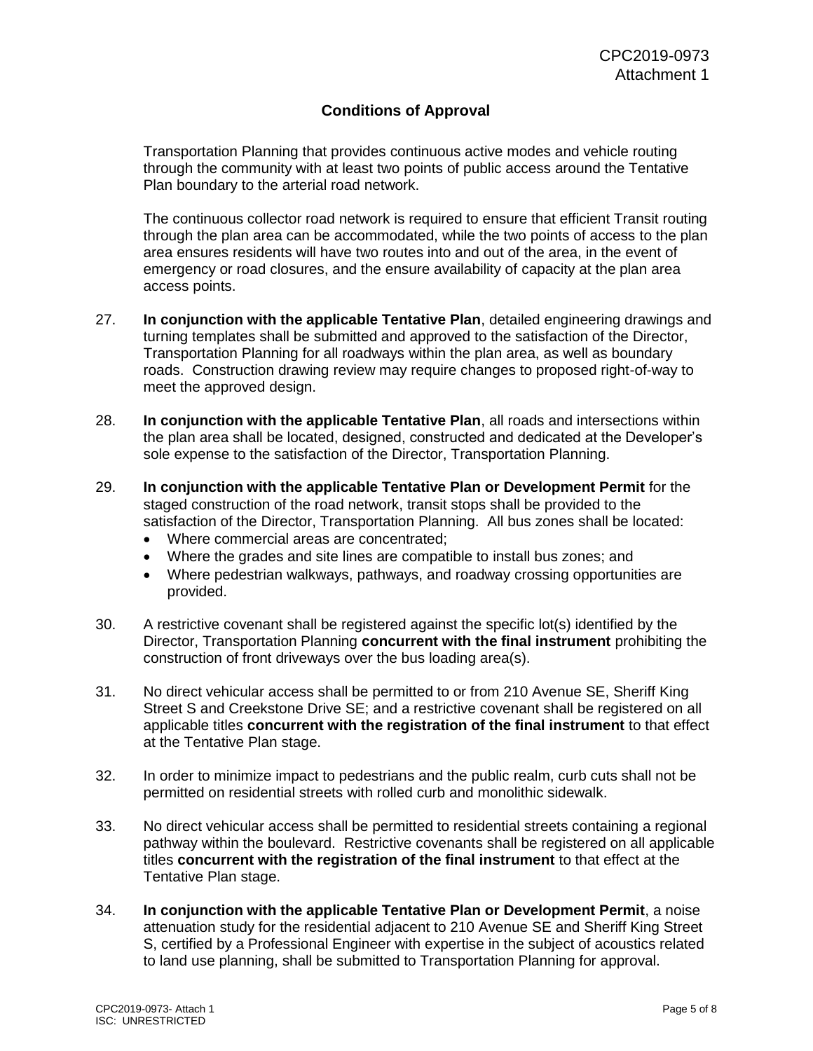## Conditions of Approval

Transportation Planning that provides continuous active modes and vehicle routing through the community with at least two points of public access around the Tentative Plan boundary to the arterial road network.

The continuous collector road network is required to ensure that efficient Transit routing through the plan area can be accommodated, while the two points of access to the plan area ensures residents will have two routes into and out of the area, in the event of emergency or road closures, and the ensure availability of capacity at the plan area access points.

27. **In conjunction with the applicable Tentative Plan**, detailed engineering drawings and turning templates shall be submitted and approved to the satisfaction of the Director, Transportation Planning for all roadways within the plan area, as well as boundary roads. Construction drawing review may require changes to proposed right-of-way to meet the approved design.

28. **In conjunction with the applicable Tentative Plan**, all roads and intersections within the plan area shall be located, designed, constructed and dedicated at the Developer's sole expense to the satisfaction of the Director, Transportation Planning.

29. **In conjunction with the applicable Tentative Plan or Development Permit** for the staged construction of the road network, transit stops shall be provided to the satisfaction of the Director, Transportation Planning. All bus zones shall be located:
    - Where commercial areas are concentrated;
    - Where the grades and site lines are compatible to install bus zones; and
    - Where pedestrian walkways, pathways, and roadway crossing opportunities are provided.

30. A restrictive covenant shall be registered against the specific lot(s) identified by the Director, Transportation Planning **concurrent with the final instrument** prohibiting the construction of front driveways over the bus loading area(s).

31. No direct vehicular access shall be permitted to or from 210 Avenue SE, Sheriff King Street S and Creekstone Drive SE; and a restrictive covenant shall be registered on all applicable titles **concurrent with the registration of the final instrument** to that effect at the Tentative Plan stage.

32. In order to minimize impact to pedestrians and the public realm, curb cuts shall not be permitted on residential streets with rolled curb and monolithic sidewalk.

33. No direct vehicular access shall be permitted to residential streets containing a regional pathway within the boulevard. Restrictive covenants shall be registered on all applicable titles **concurrent with the registration of the final instrument** to that effect at the Tentative Plan stage.

34. **In conjunction with the applicable Tentative Plan or Development Permit**, a noise attenuation study for the residential adjacent to 210 Avenue SE and Sheriff King Street S, certified by a Professional Engineer with expertise in the subject of acoustics related to land use planning, shall be submitted to Transportation Planning for approval.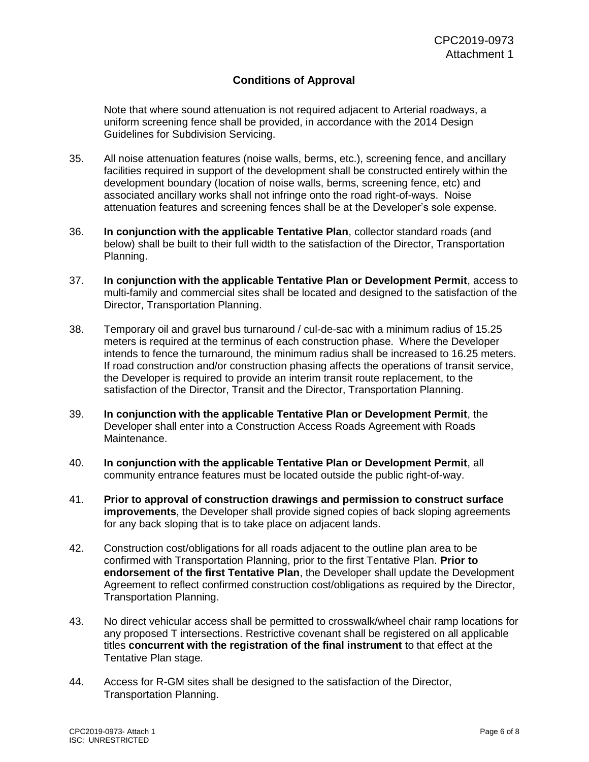## Conditions of Approval

Note that where sound attenuation is not required adjacent to Arterial roadways, a uniform screening fence shall be provided, in accordance with the 2014 Design Guidelines for Subdivision Servicing.

35. All noise attenuation features (noise walls, berms, etc.), screening fence, and ancillary facilities required in support of the development shall be constructed entirely within the development boundary (location of noise walls, berms, screening fence, etc) and associated ancillary works shall not infringe onto the road right-of-ways. Noise attenuation features and screening fences shall be at the Developer's sole expense.

36. **In conjunction with the applicable Tentative Plan**, collector standard roads (and below) shall be built to their full width to the satisfaction of the Director, Transportation Planning.

37. **In conjunction with the applicable Tentative Plan or Development Permit**, access to multi-family and commercial sites shall be located and designed to the satisfaction of the Director, Transportation Planning.

38. Temporary oil and gravel bus turnaround / cul-de-sac with a minimum radius of 15.25 meters is required at the terminus of each construction phase. Where the Developer intends to fence the turnaround, the minimum radius shall be increased to 16.25 meters. If road construction and/or construction phasing affects the operations of transit service, the Developer is required to provide an interim transit route replacement, to the satisfaction of the Director, Transit and the Director, Transportation Planning.

39. **In conjunction with the applicable Tentative Plan or Development Permit**, the Developer shall enter into a Construction Access Roads Agreement with Roads Maintenance.

40. **In conjunction with the applicable Tentative Plan or Development Permit**, all community entrance features must be located outside the public right-of-way.

41. **Prior to approval of construction drawings and permission to construct surface improvements**, the Developer shall provide signed copies of back sloping agreements for any back sloping that is to take place on adjacent lands.

42. Construction cost/obligations for all roads adjacent to the outline plan area to be confirmed with Transportation Planning, prior to the first Tentative Plan. **Prior to endorsement of the first Tentative Plan**, the Developer shall update the Development Agreement to reflect confirmed construction cost/obligations as required by the Director, Transportation Planning.

43. No direct vehicular access shall be permitted to crosswalk/wheel chair ramp locations for any proposed T intersections. Restrictive covenant shall be registered on all applicable titles **concurrent with the registration of the final instrument** to that effect at the Tentative Plan stage.

44. Access for R-GM sites shall be designed to the satisfaction of the Director, Transportation Planning.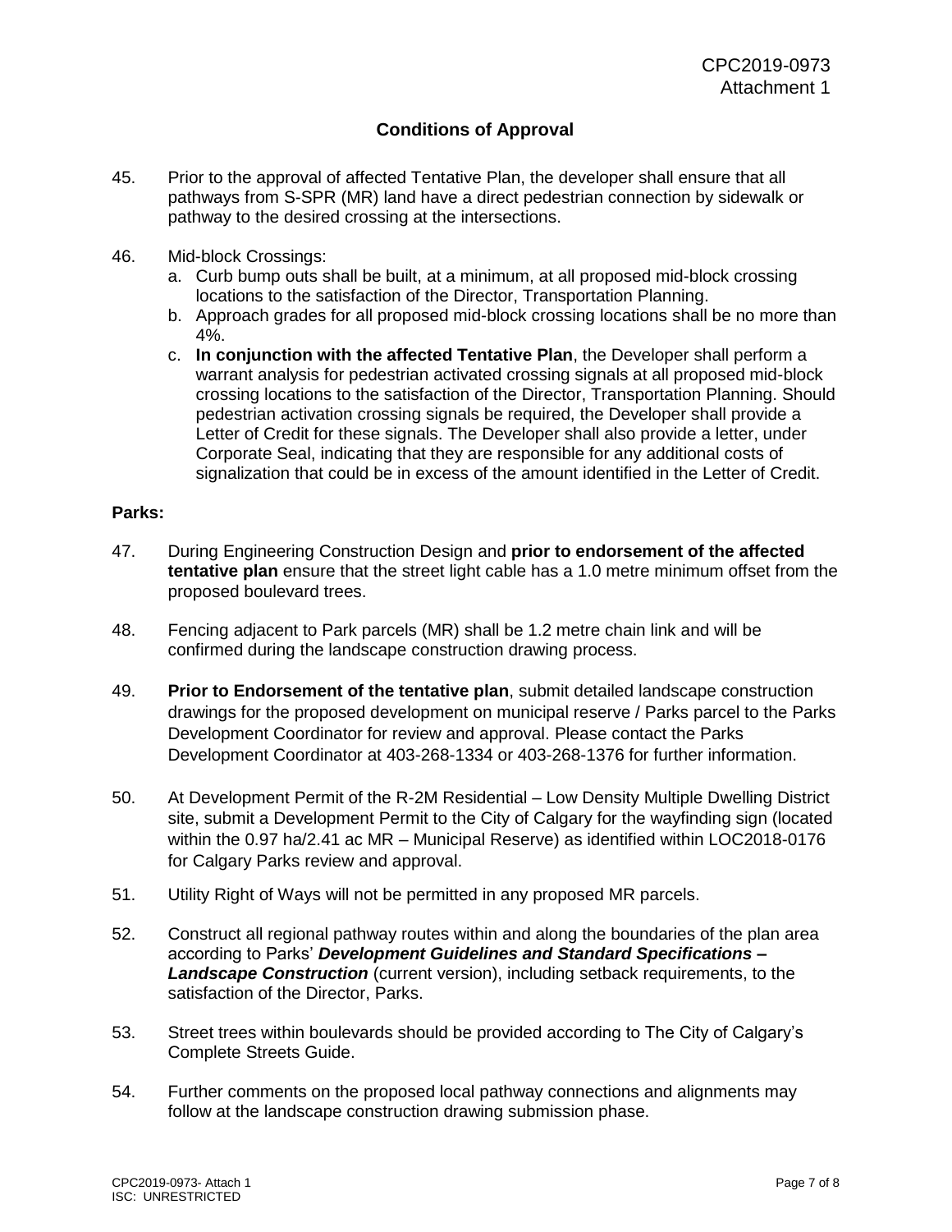## Conditions of Approval

45. Prior to the approval of affected Tentative Plan, the developer shall ensure that all pathways from S-SPR (MR) land have a direct pedestrian connection by sidewalk or pathway to the desired crossing at the intersections.

46. Mid-block Crossings:
    a. Curb bump outs shall be built, at a minimum, at all proposed mid-block crossing locations to the satisfaction of the Director, Transportation Planning.
    b. Approach grades for all proposed mid-block crossing locations shall be no more than 4%.
    c. **In conjunction with the affected Tentative Plan**, the Developer shall perform a warrant analysis for pedestrian activated crossing signals at all proposed mid-block crossing locations to the satisfaction of the Director, Transportation Planning. Should pedestrian activation crossing signals be required, the Developer shall provide a Letter of Credit for these signals. The Developer shall also provide a letter, under Corporate Seal, indicating that they are responsible for any additional costs of signalization that could be in excess of the amount identified in the Letter of Credit.

**Parks:**

47. During Engineering Construction Design and **prior to endorsement of the affected tentative plan** ensure that the street light cable has a 1.0 metre minimum offset from the proposed boulevard trees.

48. Fencing adjacent to Park parcels (MR) shall be 1.2 metre chain link and will be confirmed during the landscape construction drawing process.

49. **Prior to Endorsement of the tentative plan**, submit detailed landscape construction drawings for the proposed development on municipal reserve / Parks parcel to the Parks Development Coordinator for review and approval. Please contact the Parks Development Coordinator at 403-268-1334 or 403-268-1376 for further information.

50. At Development Permit of the R-2M Residential – Low Density Multiple Dwelling District site, submit a Development Permit to the City of Calgary for the wayfinding sign (located within the 0.97 ha/2.41 ac MR – Municipal Reserve) as identified within LOC2018-0176 for Calgary Parks review and approval.

51. Utility Right of Ways will not be permitted in any proposed MR parcels.

52. Construct all regional pathway routes within and along the boundaries of the plan area according to Parks' ***Development Guidelines and Standard Specifications – Landscape Construction*** (current version), including setback requirements, to the satisfaction of the Director, Parks.

53. Street trees within boulevards should be provided according to The City of Calgary's Complete Streets Guide.

54. Further comments on the proposed local pathway connections and alignments may follow at the landscape construction drawing submission phase.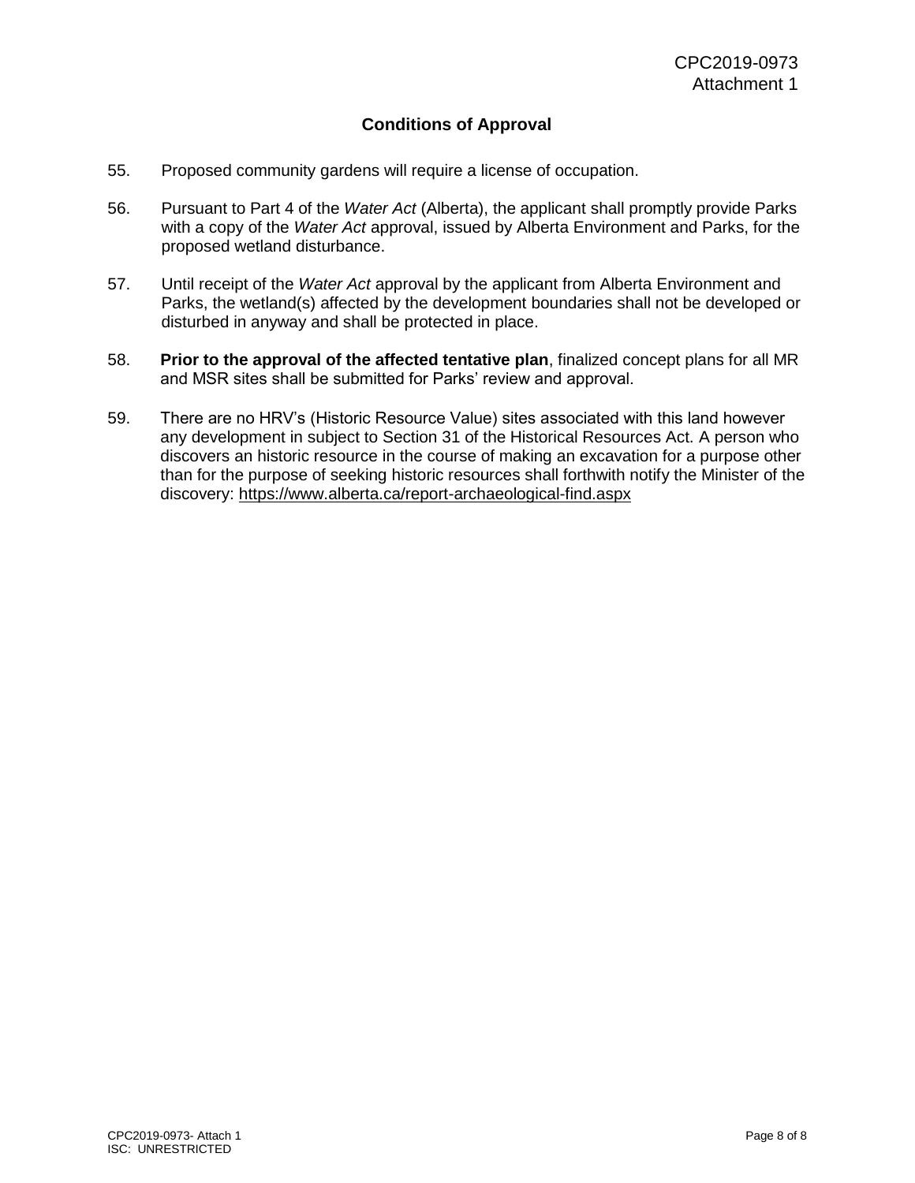CPC2019-0973
Attachment 1

## Conditions of Approval

55. Proposed community gardens will require a license of occupation.

56. Pursuant to Part 4 of the *Water Act* (Alberta), the applicant shall promptly provide Parks with a copy of the *Water Act* approval, issued by Alberta Environment and Parks, for the proposed wetland disturbance.

57. Until receipt of the *Water Act* approval by the applicant from Alberta Environment and Parks, the wetland(s) affected by the development boundaries shall not be developed or disturbed in anyway and shall be protected in place.

58. **Prior to the approval of the affected tentative plan**, finalized concept plans for all MR and MSR sites shall be submitted for Parks' review and approval.

59. There are no HRV's (Historic Resource Value) sites associated with this land however any development in subject to Section 31 of the Historical Resources Act. A person who discovers an historic resource in the course of making an excavation for a purpose other than for the purpose of seeking historic resources shall forthwith notify the Minister of the discovery: https://www.alberta.ca/report-archaeological-find.aspx

CPC2019-0973- Attach 1
ISC: UNRESTRICTED